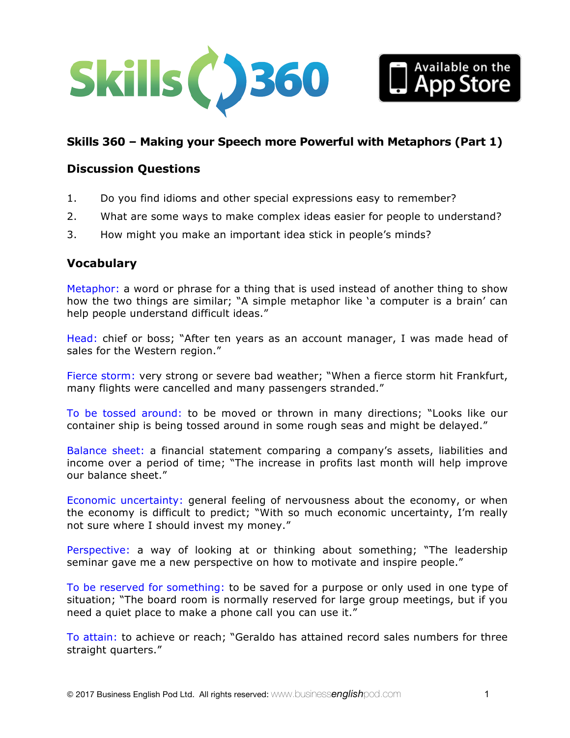## Skills 360 – Making your Speech more Powerful with Metaphors (Part 1)

### Discussion Questions

1. Do you find idioms and other special expressions easy to remember?
2. What are some ways to make complex ideas easier for people to understand?
3. How might you make an important idea stick in people's minds?

### Vocabulary

Metaphor: a word or phrase for a thing that is used instead of another thing to show how the two things are similar; "A simple metaphor like 'a computer is a brain' can help people understand difficult ideas."

Head: chief or boss; "After ten years as an account manager, I was made head of sales for the Western region."

Fierce storm: very strong or severe bad weather; "When a fierce storm hit Frankfurt, many flights were cancelled and many passengers stranded."

To be tossed around: to be moved or thrown in many directions; "Looks like our container ship is being tossed around in some rough seas and might be delayed."

Balance sheet: a financial statement comparing a company's assets, liabilities and income over a period of time; "The increase in profits last month will help improve our balance sheet."

Economic uncertainty: general feeling of nervousness about the economy, or when the economy is difficult to predict; "With so much economic uncertainty, I'm really not sure where I should invest my money."

Perspective: a way of looking at or thinking about something; "The leadership seminar gave me a new perspective on how to motivate and inspire people."

To be reserved for something: to be saved for a purpose or only used in one type of situation; "The board room is normally reserved for large group meetings, but if you need a quiet place to make a phone call you can use it."

To attain: to achieve or reach; "Geraldo has attained record sales numbers for three straight quarters."

© 2017 Business English Pod Ltd. All rights reserved: www.businessenglishpod.com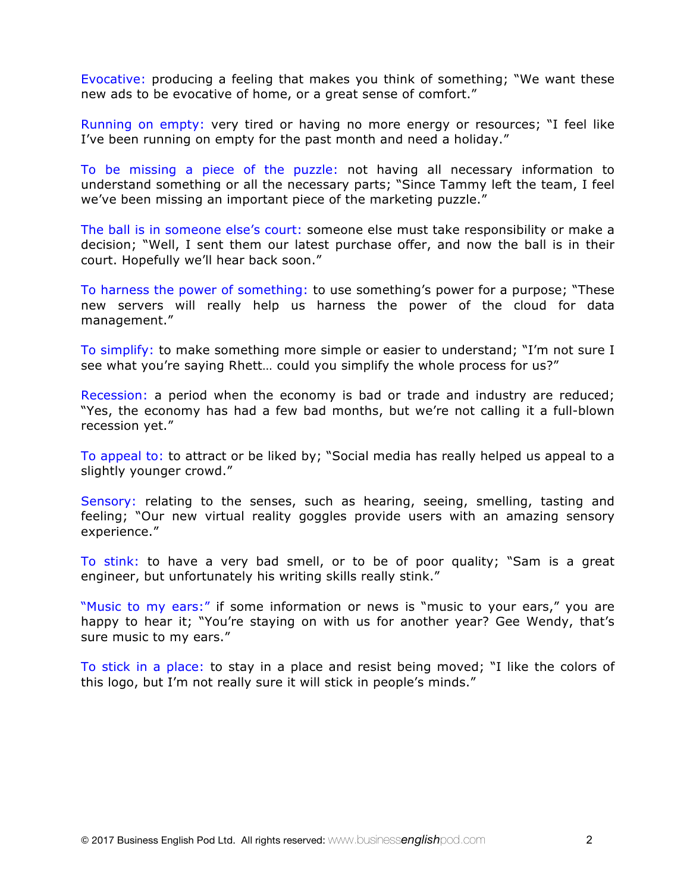Evocative: producing a feeling that makes you think of something; "We want these new ads to be evocative of home, or a great sense of comfort."

Running on empty: very tired or having no more energy or resources; "I feel like I've been running on empty for the past month and need a holiday."

To be missing a piece of the puzzle: not having all necessary information to understand something or all the necessary parts; "Since Tammy left the team, I feel we've been missing an important piece of the marketing puzzle."

The ball is in someone else's court: someone else must take responsibility or make a decision; "Well, I sent them our latest purchase offer, and now the ball is in their court. Hopefully we'll hear back soon."

To harness the power of something: to use something's power for a purpose; "These new servers will really help us harness the power of the cloud for data management."

To simplify: to make something more simple or easier to understand; "I'm not sure I see what you're saying Rhett… could you simplify the whole process for us?"

Recession: a period when the economy is bad or trade and industry are reduced; "Yes, the economy has had a few bad months, but we're not calling it a full-blown recession yet."

To appeal to: to attract or be liked by; "Social media has really helped us appeal to a slightly younger crowd."

Sensory: relating to the senses, such as hearing, seeing, smelling, tasting and feeling; "Our new virtual reality goggles provide users with an amazing sensory experience."

To stink: to have a very bad smell, or to be of poor quality; "Sam is a great engineer, but unfortunately his writing skills really stink."

"Music to my ears:" if some information or news is "music to your ears," you are happy to hear it; "You're staying on with us for another year? Gee Wendy, that's sure music to my ears."

To stick in a place: to stay in a place and resist being moved; "I like the colors of this logo, but I'm not really sure it will stick in people's minds."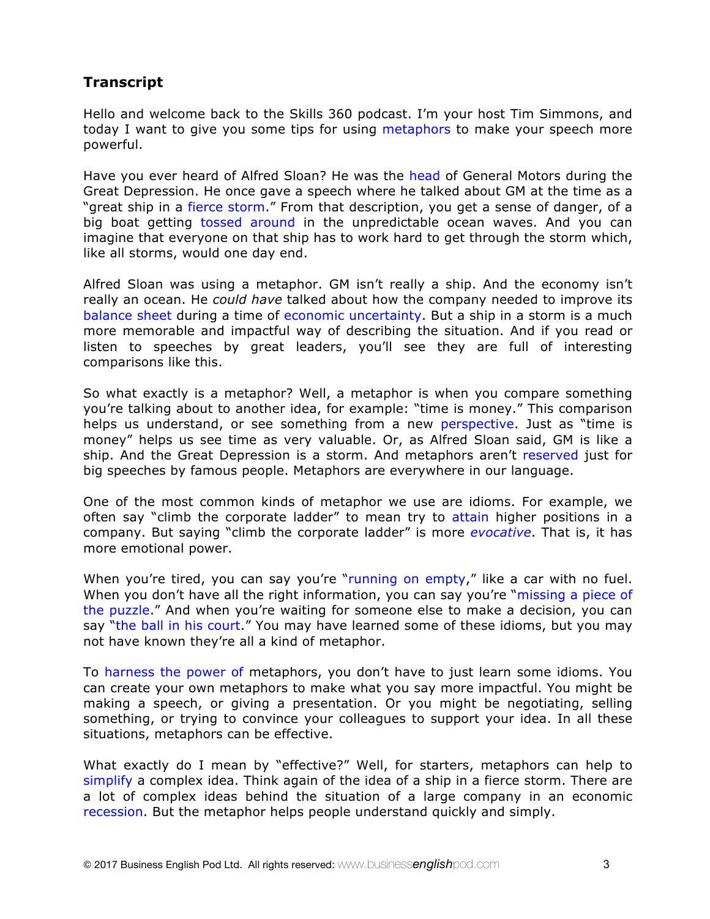## Transcript

Hello and welcome back to the Skills 360 podcast. I'm your host Tim Simmons, and today I want to give you some tips for using metaphors to make your speech more powerful.

Have you ever heard of Alfred Sloan? He was the head of General Motors during the Great Depression. He once gave a speech where he talked about GM at the time as a "great ship in a fierce storm." From that description, you get a sense of danger, of a big boat getting tossed around in the unpredictable ocean waves. And you can imagine that everyone on that ship has to work hard to get through the storm which, like all storms, would one day end.

Alfred Sloan was using a metaphor. GM isn't really a ship. And the economy isn't really an ocean. He *could have* talked about how the company needed to improve its balance sheet during a time of economic uncertainty. But a ship in a storm is a much more memorable and impactful way of describing the situation. And if you read or listen to speeches by great leaders, you'll see they are full of interesting comparisons like this.

So what exactly is a metaphor? Well, a metaphor is when you compare something you're talking about to another idea, for example: "time is money." This comparison helps us understand, or see something from a new perspective. Just as "time is money" helps us see time as very valuable. Or, as Alfred Sloan said, GM is like a ship. And the Great Depression is a storm. And metaphors aren't reserved just for big speeches by famous people. Metaphors are everywhere in our language.

One of the most common kinds of metaphor we use are idioms. For example, we often say "climb the corporate ladder" to mean try to attain higher positions in a company. But saying "climb the corporate ladder" is more *evocative*. That is, it has more emotional power.

When you're tired, you can say you're "running on empty," like a car with no fuel. When you don't have all the right information, you can say you're "missing a piece of the puzzle." And when you're waiting for someone else to make a decision, you can say "the ball in his court." You may have learned some of these idioms, but you may not have known they're all a kind of metaphor.

To harness the power of metaphors, you don't have to just learn some idioms. You can create your own metaphors to make what you say more impactful. You might be making a speech, or giving a presentation. Or you might be negotiating, selling something, or trying to convince your colleagues to support your idea. In all these situations, metaphors can be effective.

What exactly do I mean by "effective?" Well, for starters, metaphors can help to simplify a complex idea. Think again of the idea of a ship in a fierce storm. There are a lot of complex ideas behind the situation of a large company in an economic recession. But the metaphor helps people understand quickly and simply.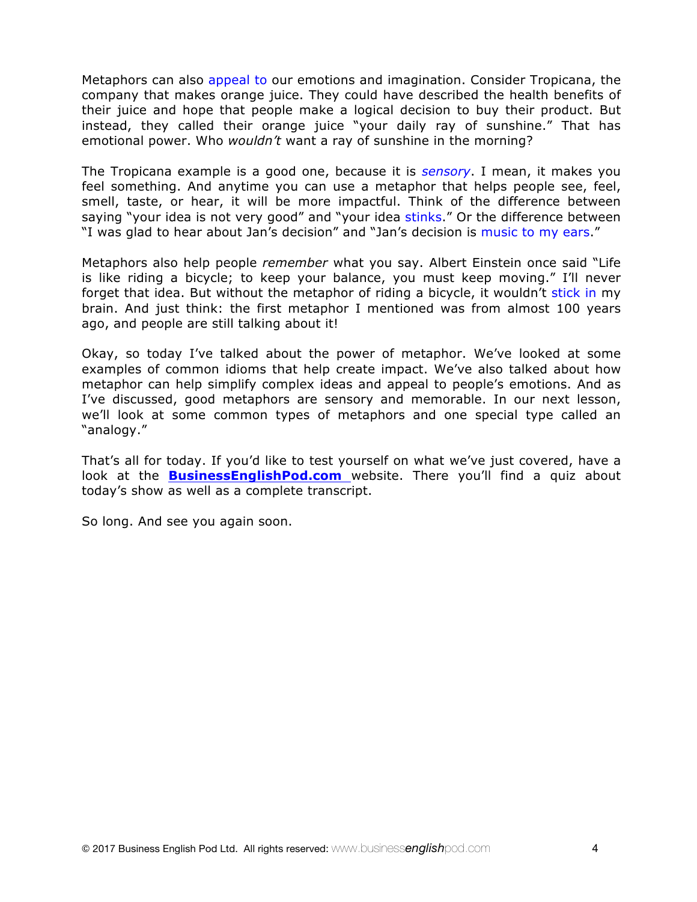Metaphors can also appeal to our emotions and imagination. Consider Tropicana, the company that makes orange juice. They could have described the health benefits of their juice and hope that people make a logical decision to buy their product. But instead, they called their orange juice "your daily ray of sunshine." That has emotional power. Who *wouldn't* want a ray of sunshine in the morning?

The Tropicana example is a good one, because it is ***sensory***. I mean, it makes you feel something. And anytime you can use a metaphor that helps people see, feel, smell, taste, or hear, it will be more impactful. Think of the difference between saying "your idea is not very good" and "your idea stinks." Or the difference between "I was glad to hear about Jan's decision" and "Jan's decision is music to my ears."

Metaphors also help people *remember* what you say. Albert Einstein once said "Life is like riding a bicycle; to keep your balance, you must keep moving." I'll never forget that idea. But without the metaphor of riding a bicycle, it wouldn't stick in my brain. And just think: the first metaphor I mentioned was from almost 100 years ago, and people are still talking about it!

Okay, so today I've talked about the power of metaphor. We've looked at some examples of common idioms that help create impact. We've also talked about how metaphor can help simplify complex ideas and appeal to people's emotions. And as I've discussed, good metaphors are sensory and memorable. In our next lesson, we'll look at some common types of metaphors and one special type called an "analogy."

That's all for today. If you'd like to test yourself on what we've just covered, have a look at the **BusinessEnglishPod.com** website. There you'll find a quiz about today's show as well as a complete transcript.

So long. And see you again soon.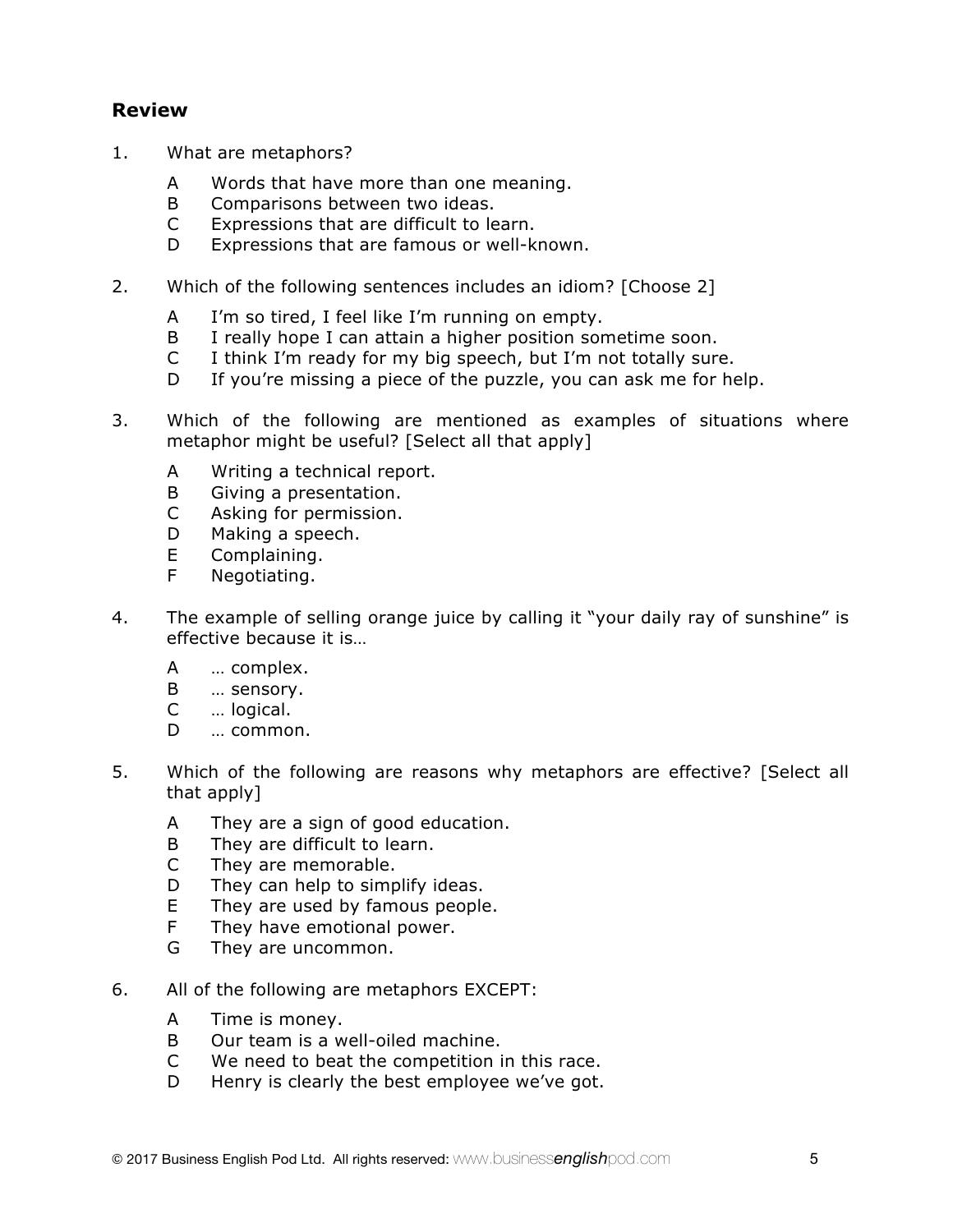## Review

1. What are metaphors?

   A Words that have more than one meaning.
   B Comparisons between two ideas.
   C Expressions that are difficult to learn.
   D Expressions that are famous or well-known.

2. Which of the following sentences includes an idiom? [Choose 2]

   A I'm so tired, I feel like I'm running on empty.
   B I really hope I can attain a higher position sometime soon.
   C I think I'm ready for my big speech, but I'm not totally sure.
   D If you're missing a piece of the puzzle, you can ask me for help.

3. Which of the following are mentioned as examples of situations where metaphor might be useful? [Select all that apply]

   A Writing a technical report.
   B Giving a presentation.
   C Asking for permission.
   D Making a speech.
   E Complaining.
   F Negotiating.

4. The example of selling orange juice by calling it "your daily ray of sunshine" is effective because it is…

   A … complex.
   B … sensory.
   C … logical.
   D … common.

5. Which of the following are reasons why metaphors are effective? [Select all that apply]

   A They are a sign of good education.
   B They are difficult to learn.
   C They are memorable.
   D They can help to simplify ideas.
   E They are used by famous people.
   F They have emotional power.
   G They are uncommon.

6. All of the following are metaphors EXCEPT:

   A Time is money.
   B Our team is a well-oiled machine.
   C We need to beat the competition in this race.
   D Henry is clearly the best employee we've got.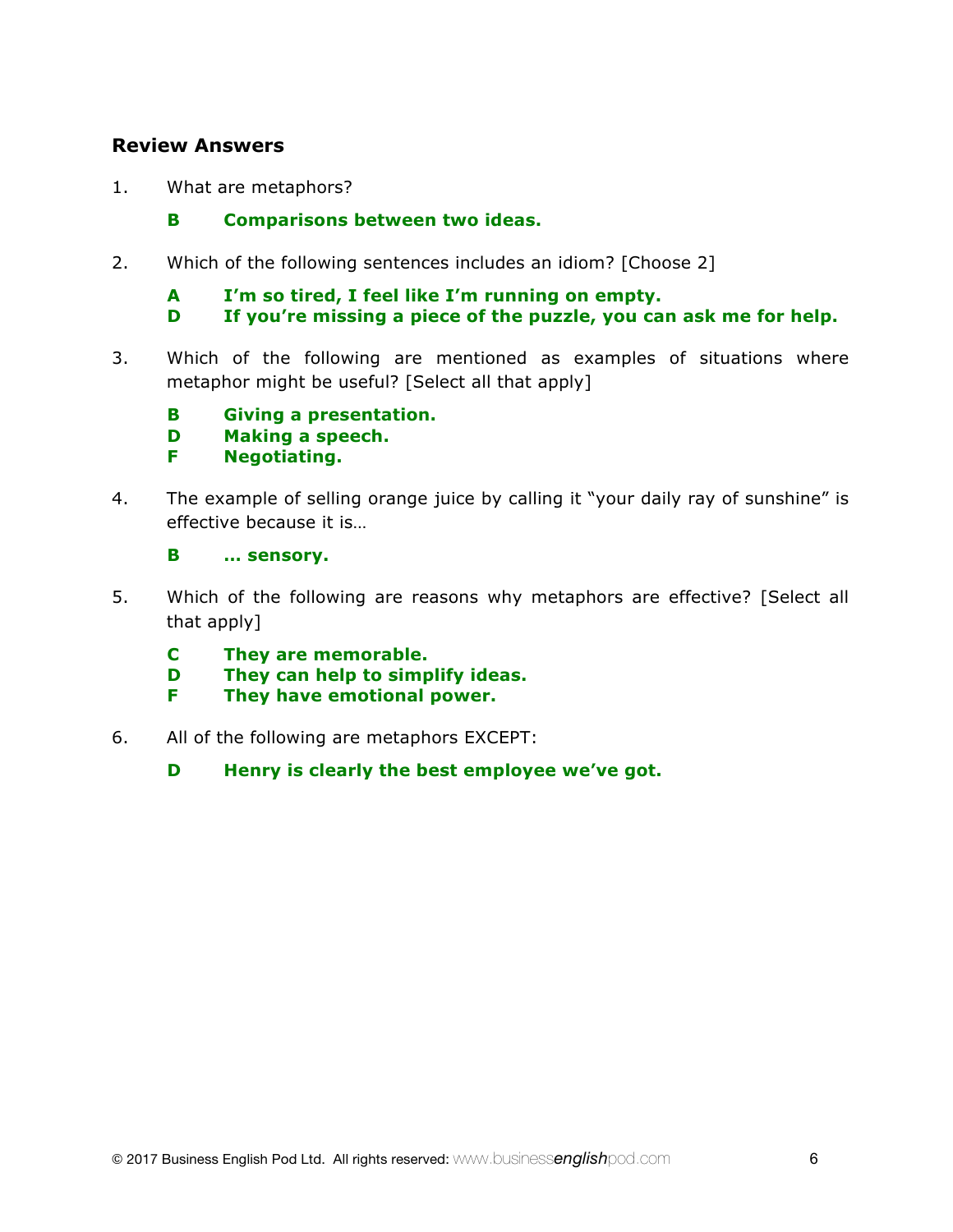### Review Answers

1. What are metaphors?

   **B Comparisons between two ideas.**

2. Which of the following sentences includes an idiom? [Choose 2]

   **A I'm so tired, I feel like I'm running on empty.**
   **D If you're missing a piece of the puzzle, you can ask me for help.**

3. Which of the following are mentioned as examples of situations where metaphor might be useful? [Select all that apply]

   **B Giving a presentation.**
   **D Making a speech.**
   **F Negotiating.**

4. The example of selling orange juice by calling it "your daily ray of sunshine" is effective because it is…

   **B … sensory.**

5. Which of the following are reasons why metaphors are effective? [Select all that apply]

   **C They are memorable.**
   **D They can help to simplify ideas.**
   **F They have emotional power.**

6. All of the following are metaphors EXCEPT:

   **D Henry is clearly the best employee we've got.**

© 2017 Business English Pod Ltd. All rights reserved: www.businessenglishpod.com